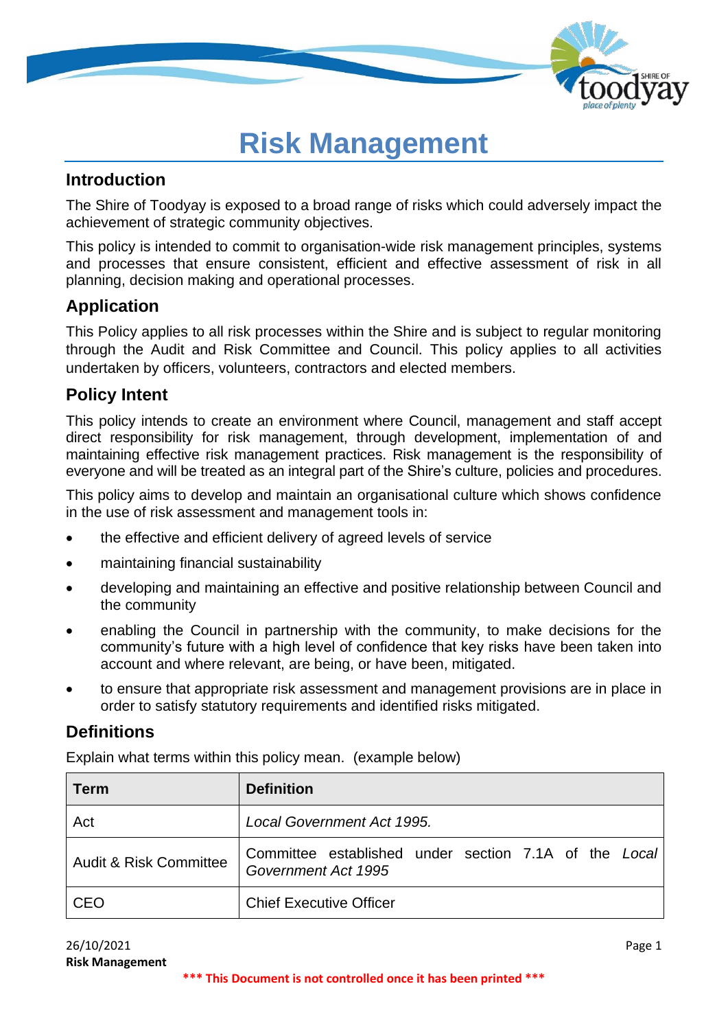# Risk Management

## Introduction

The Shire of Toodyay is exposed to a broad range of risks which could adversely impact the achievement of strategic community objectives.

This policy is intended to commit to organisation-wide risk management principles, systems and processes that ensure consistent, efficient and effective assessment of risk in all planning, decision making and operational processes.

## Application

This Policy applies to all risk processes within the Shire and is subject to regular monitoring through the Audit and Risk Committee and Council. This policy applies to all activities undertaken by officers, volunteers, contractors and elected members.

## Policy Intent

This policy intends to create an environment where Council, management and staff accept direct responsibility for risk management, through development, implementation of and maintaining effective risk management practices. Risk management is the responsibility of everyone and will be treated as an integral part of the Shire's culture, policies and procedures.

This policy aims to develop and maintain an organisational culture which shows confidence in the use of risk assessment and management tools in:

- the effective and efficient delivery of agreed levels of service
- maintaining financial sustainability
- developing and maintaining an effective and positive relationship between Council and the community
- enabling the Council in partnership with the community, to make decisions for the community's future with a high level of confidence that key risks have been taken into account and where relevant, are being, or have been, mitigated.
- to ensure that appropriate risk assessment and management provisions are in place in order to satisfy statutory requirements and identified risks mitigated.

## Definitions

Explain what terms within this policy mean. (example below)

| Term | Definition |
|---|---|
| Act | *Local Government Act 1995.* |
| Audit & Risk Committee | Committee established under section 7.1A of the *Local Government Act 1995* |
| CEO | Chief Executive Officer |

26/10/2021
**Risk Management**

**\*\*\* This Document is not controlled once it has been printed \*\*\***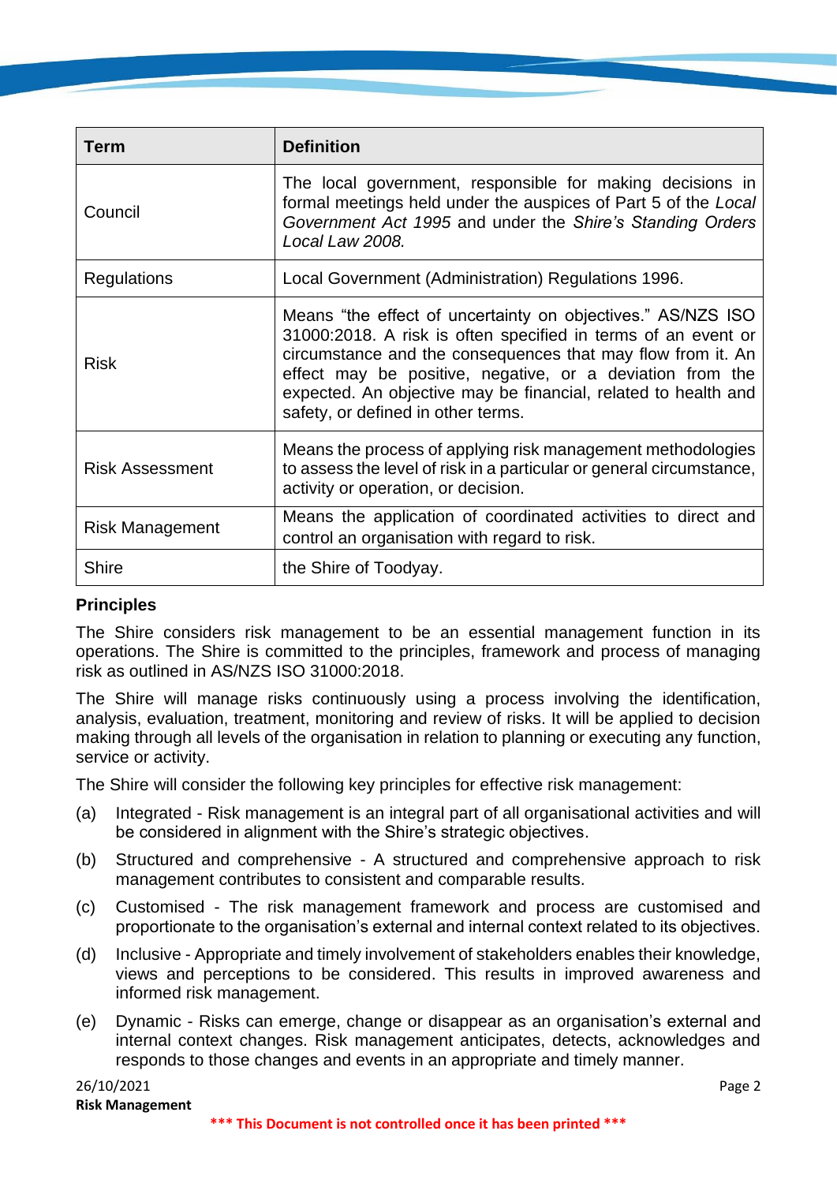| Term | Definition |
|---|---|
| Council | The local government, responsible for making decisions in formal meetings held under the auspices of Part 5 of the *Local Government Act 1995* and under the *Shire's Standing Orders Local Law 2008.* |
| Regulations | Local Government (Administration) Regulations 1996. |
| Risk | Means "the effect of uncertainty on objectives." AS/NZS ISO 31000:2018. A risk is often specified in terms of an event or circumstance and the consequences that may flow from it. An effect may be positive, negative, or a deviation from the expected. An objective may be financial, related to health and safety, or defined in other terms. |
| Risk Assessment | Means the process of applying risk management methodologies to assess the level of risk in a particular or general circumstance, activity or operation, or decision. |
| Risk Management | Means the application of coordinated activities to direct and control an organisation with regard to risk. |
| Shire | the Shire of Toodyay. |

## Principles

The Shire considers risk management to be an essential management function in its operations. The Shire is committed to the principles, framework and process of managing risk as outlined in AS/NZS ISO 31000:2018.

The Shire will manage risks continuously using a process involving the identification, analysis, evaluation, treatment, monitoring and review of risks. It will be applied to decision making through all levels of the organisation in relation to planning or executing any function, service or activity.

The Shire will consider the following key principles for effective risk management:

(a) Integrated - Risk management is an integral part of all organisational activities and will be considered in alignment with the Shire's strategic objectives.

(b) Structured and comprehensive - A structured and comprehensive approach to risk management contributes to consistent and comparable results.

(c) Customised - The risk management framework and process are customised and proportionate to the organisation's external and internal context related to its objectives.

(d) Inclusive - Appropriate and timely involvement of stakeholders enables their knowledge, views and perceptions to be considered. This results in improved awareness and informed risk management.

(e) Dynamic - Risks can emerge, change or disappear as an organisation's external and internal context changes. Risk management anticipates, detects, acknowledges and responds to those changes and events in an appropriate and timely manner.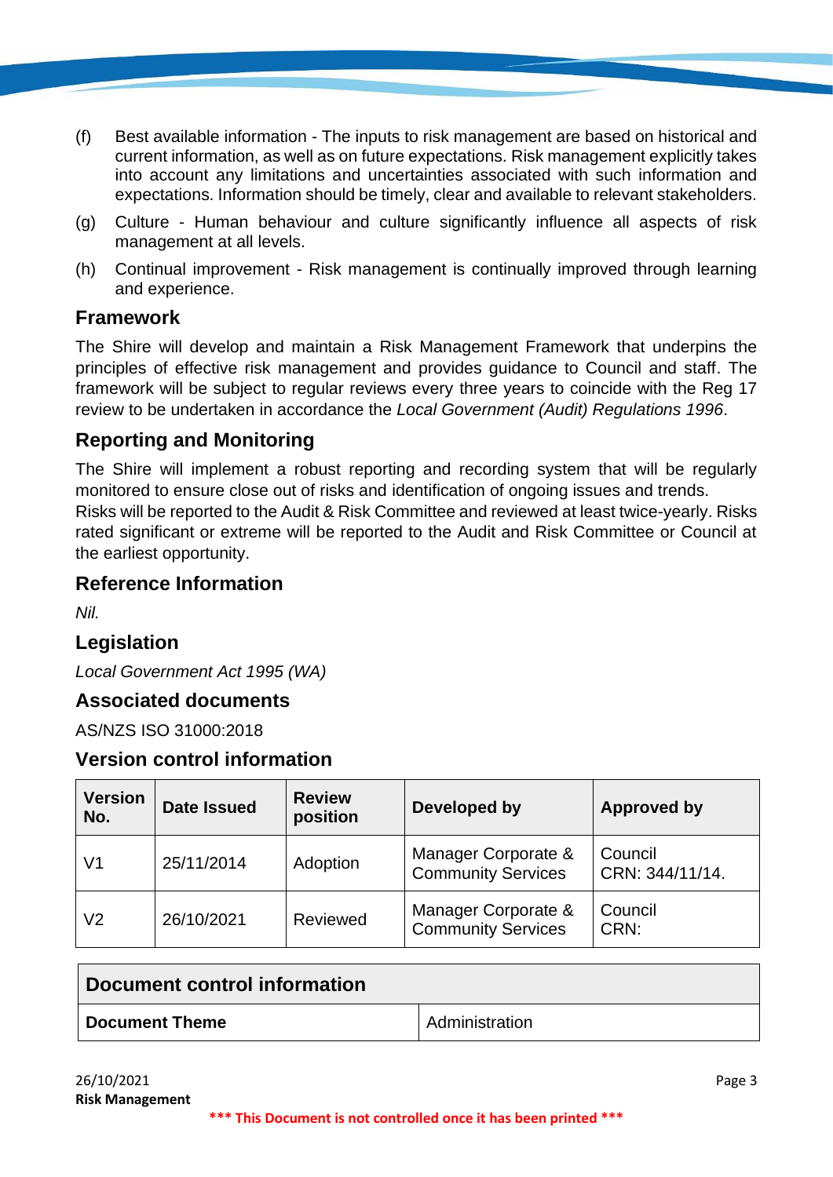(f) Best available information - The inputs to risk management are based on historical and current information, as well as on future expectations. Risk management explicitly takes into account any limitations and uncertainties associated with such information and expectations. Information should be timely, clear and available to relevant stakeholders.

(g) Culture - Human behaviour and culture significantly influence all aspects of risk management at all levels.

(h) Continual improvement - Risk management is continually improved through learning and experience.

## Framework

The Shire will develop and maintain a Risk Management Framework that underpins the principles of effective risk management and provides guidance to Council and staff. The framework will be subject to regular reviews every three years to coincide with the Reg 17 review to be undertaken in accordance the *Local Government (Audit) Regulations 1996*.

## Reporting and Monitoring

The Shire will implement a robust reporting and recording system that will be regularly monitored to ensure close out of risks and identification of ongoing issues and trends.
Risks will be reported to the Audit & Risk Committee and reviewed at least twice-yearly. Risks rated significant or extreme will be reported to the Audit and Risk Committee or Council at the earliest opportunity.

## Reference Information

*Nil.*

## Legislation

*Local Government Act 1995 (WA)*

## Associated documents

AS/NZS ISO 31000:2018

## Version control information

| Version No. | Date Issued | Review position | Developed by | Approved by |
|---|---|---|---|---|
| V1 | 25/11/2014 | Adoption | Manager Corporate & Community Services | Council CRN: 344/11/14. |
| V2 | 26/10/2021 | Reviewed | Manager Corporate & Community Services | Council CRN: |

| Document control information | |
|---|---|
| **Document Theme** | Administration |

*** This Document is not controlled once it has been printed ***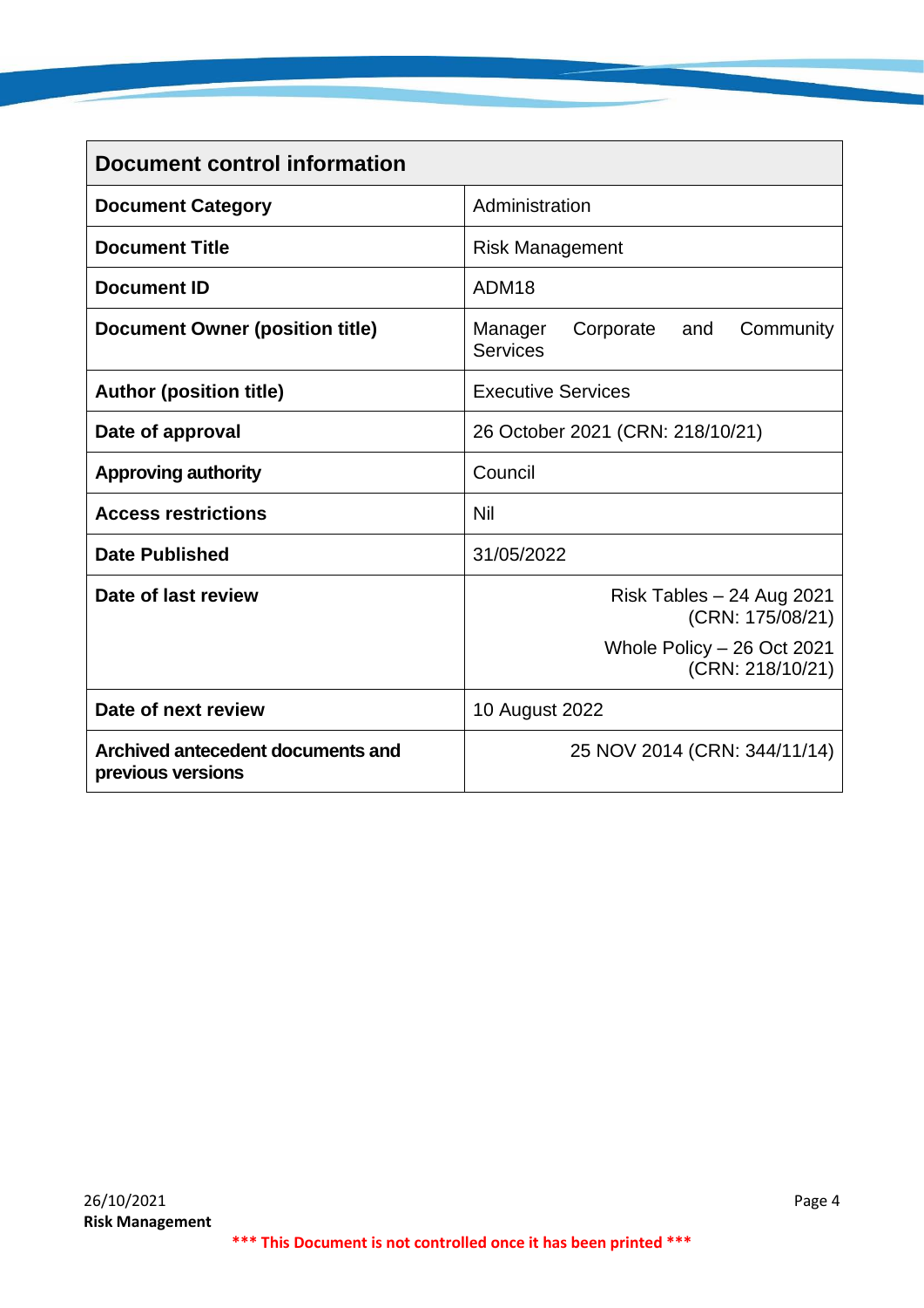| Document control information | |
|---|---|
| **Document Category** | Administration |
| **Document Title** | Risk Management |
| **Document ID** | ADM18 |
| **Document Owner (position title)** | Manager Corporate and Community Services |
| **Author (position title)** | Executive Services |
| **Date of approval** | 26 October 2021 (CRN: 218/10/21) |
| **Approving authority** | Council |
| **Access restrictions** | Nil |
| **Date Published** | 31/05/2022 |
| **Date of last review** | Risk Tables – 24 Aug 2021 (CRN: 175/08/21)<br>Whole Policy – 26 Oct 2021 (CRN: 218/10/21) |
| **Date of next review** | 10 August 2022 |
| **Archived antecedent documents and previous versions** | 25 NOV 2014 (CRN: 344/11/14) |

*** This Document is not controlled once it has been printed ***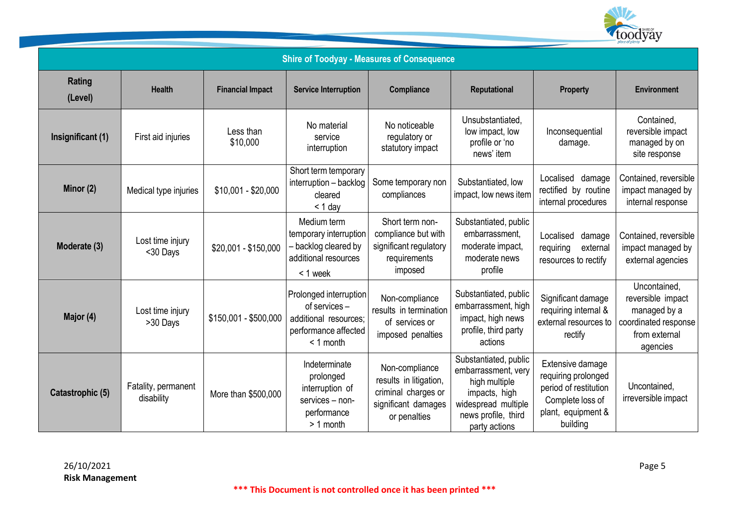| Shire of Toodyay - Measures of Consequence | | | | | | | |
|---|---|---|---|---|---|---|---|
| **Rating (Level)** | **Health** | **Financial Impact** | **Service Interruption** | **Compliance** | **Reputational** | **Property** | **Environment** |
| **Insignificant (1)** | First aid injuries | Less than $10,000 | No material service interruption | No noticeable regulatory or statutory impact | Unsubstantiated, low impact, low profile or 'no news' item | Inconsequential damage. | Contained, reversible impact managed by on site response |
| **Minor (2)** | Medical type injuries | $10,001 - $20,000 | Short term temporary interruption – backlog cleared < 1 day | Some temporary non compliances | Substantiated, low impact, low news item | Localised damage rectified by routine internal procedures | Contained, reversible impact managed by internal response |
| **Moderate (3)** | Lost time injury <30 Days | $20,001 - $150,000 | Medium term temporary interruption – backlog cleared by additional resources < 1 week | Short term non-compliance but with significant regulatory requirements imposed | Substantiated, public embarrassment, moderate impact, moderate news profile | Localised damage requiring external resources to rectify | Contained, reversible impact managed by external agencies |
| **Major (4)** | Lost time injury >30 Days | $150,001 - $500,000 | Prolonged interruption of services – additional resources; performance affected < 1 month | Non-compliance results in termination of services or imposed penalties | Substantiated, public embarrassment, high impact, high news profile, third party actions | Significant damage requiring internal & external resources to rectify | Uncontained, reversible impact managed by a coordinated response from external agencies |
| **Catastrophic (5)** | Fatality, permanent disability | More than $500,000 | Indeterminate prolonged interruption of services – non-performance > 1 month | Non-compliance results in litigation, criminal charges or significant damages or penalties | Substantiated, public embarrassment, very high multiple impacts, high widespread multiple news profile, third party actions | Extensive damage requiring prolonged period of restitution Complete loss of plant, equipment & building | Uncontained, irreversible impact |

26/10/2021
**Risk Management**

*** This Document is not controlled once it has been printed ***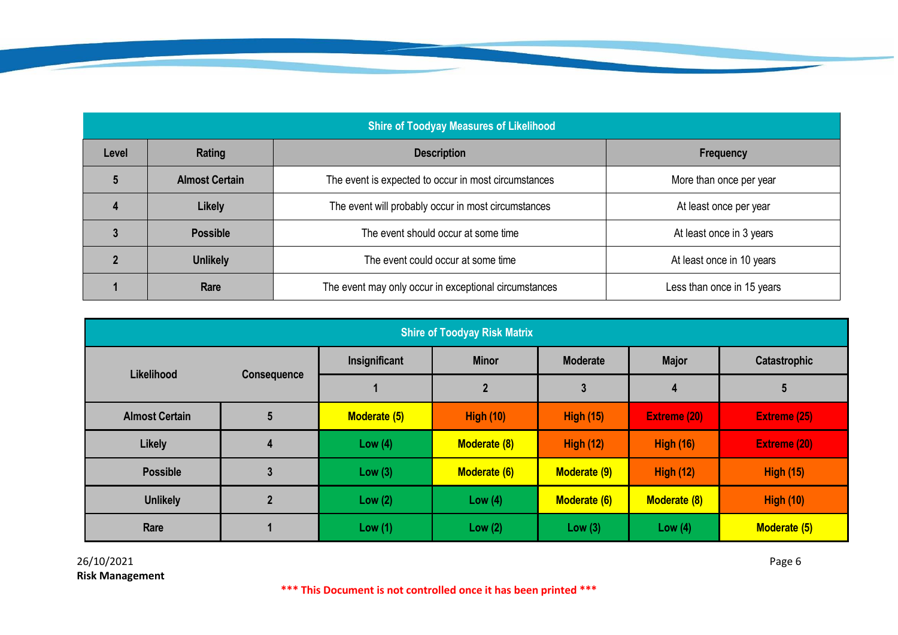| Shire of Toodyay Measures of Likelihood | | | |
|---|---|---|---|
| **Level** | **Rating** | **Description** | **Frequency** |
| **5** | **Almost Certain** | The event is expected to occur in most circumstances | More than once per year |
| **4** | **Likely** | The event will probably occur in most circumstances | At least once per year |
| **3** | **Possible** | The event should occur at some time | At least once in 3 years |
| **2** | **Unlikely** | The event could occur at some time | At least once in 10 years |
| **1** | **Rare** | The event may only occur in exceptional circumstances | Less than once in 15 years |

| Shire of Toodyay Risk Matrix | | | | | | |
|---|---|---|---|---|---|---|
| **Likelihood** | **Consequence** | **Insignificant** | **Minor** | **Moderate** | **Major** | **Catastrophic** |
| | | **1** | **2** | **3** | **4** | **5** |
| **Almost Certain** | **5** | **Moderate (5)** | **High (10)** | **High (15)** | **Extreme (20)** | **Extreme (25)** |
| **Likely** | **4** | **Low (4)** | **Moderate (8)** | **High (12)** | **High (16)** | **Extreme (20)** |
| **Possible** | **3** | **Low (3)** | **Moderate (6)** | **Moderate (9)** | **High (12)** | **High (15)** |
| **Unlikely** | **2** | **Low (2)** | **Low (4)** | **Moderate (6)** | **Moderate (8)** | **High (10)** |
| **Rare** | **1** | **Low (1)** | **Low (2)** | **Low (3)** | **Low (4)** | **Moderate (5)** |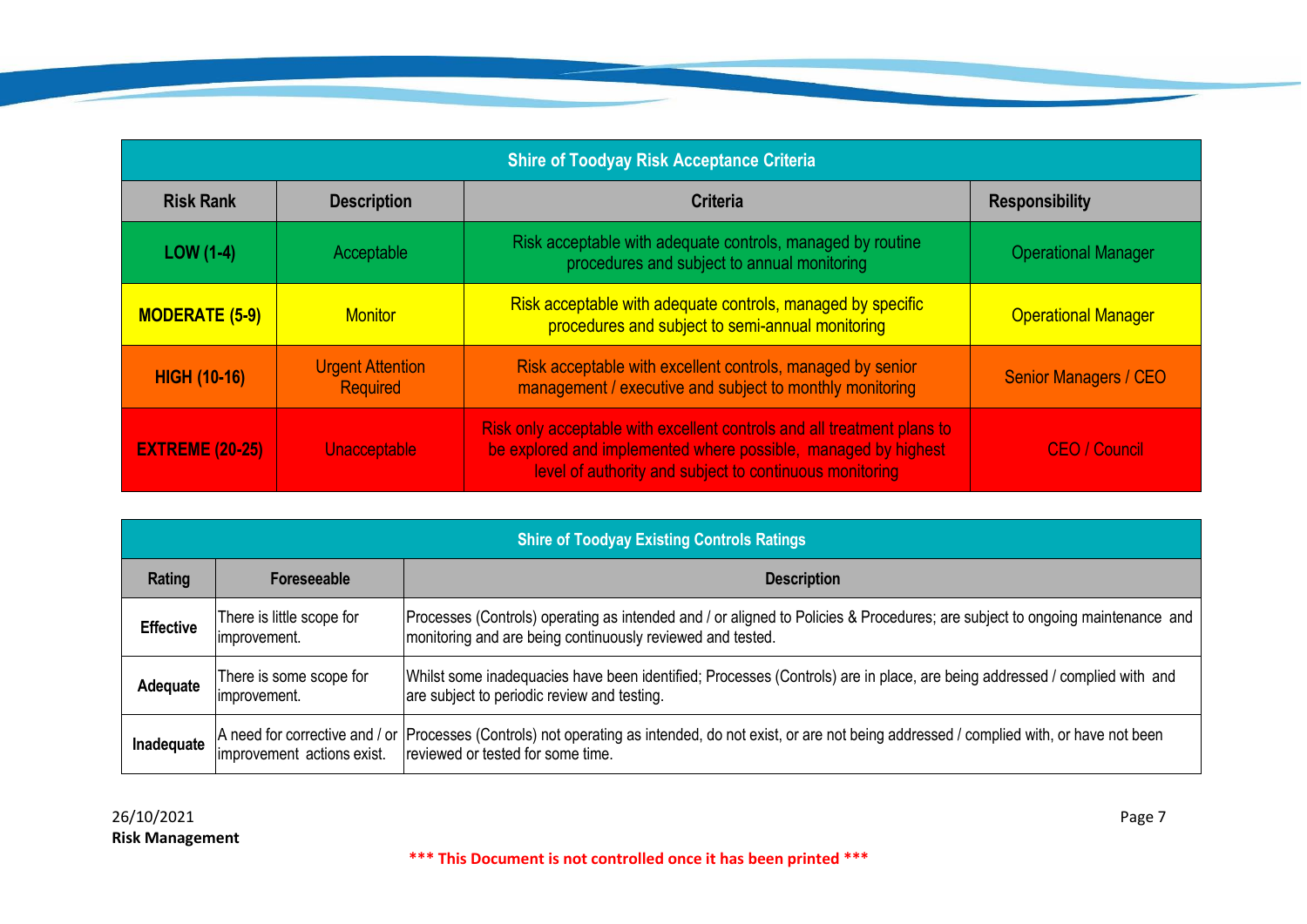| Shire of Toodyay Risk Acceptance Criteria | | | |
|---|---|---|---|
| **Risk Rank** | **Description** | **Criteria** | **Responsibility** |
| **LOW (1-4)** | Acceptable | Risk acceptable with adequate controls, managed by routine procedures and subject to annual monitoring | Operational Manager |
| **MODERATE (5-9)** | Monitor | Risk acceptable with adequate controls, managed by specific procedures and subject to semi-annual monitoring | Operational Manager |
| **HIGH (10-16)** | Urgent Attention Required | Risk acceptable with excellent controls, managed by senior management / executive and subject to monthly monitoring | Senior Managers / CEO |
| **EXTREME (20-25)** | Unacceptable | Risk only acceptable with excellent controls and all treatment plans to be explored and implemented where possible, managed by highest level of authority and subject to continuous monitoring | CEO / Council |

| Shire of Toodyay Existing Controls Ratings | | |
|---|---|---|
| **Rating** | **Foreseeable** | **Description** |
| **Effective** | There is little scope for improvement. | Processes (Controls) operating as intended and / or aligned to Policies & Procedures; are subject to ongoing maintenance and monitoring and are being continuously reviewed and tested. |
| **Adequate** | There is some scope for improvement. | Whilst some inadequacies have been identified; Processes (Controls) are in place, are being addressed / complied with and are subject to periodic review and testing. |
| **Inadequate** | A need for corrective and / or improvement actions exist. | Processes (Controls) not operating as intended, do not exist, or are not being addressed / complied with, or have not been reviewed or tested for some time. |

26/10/2021
**Risk Management**

**\*\*\* This Document is not controlled once it has been printed \*\*\***